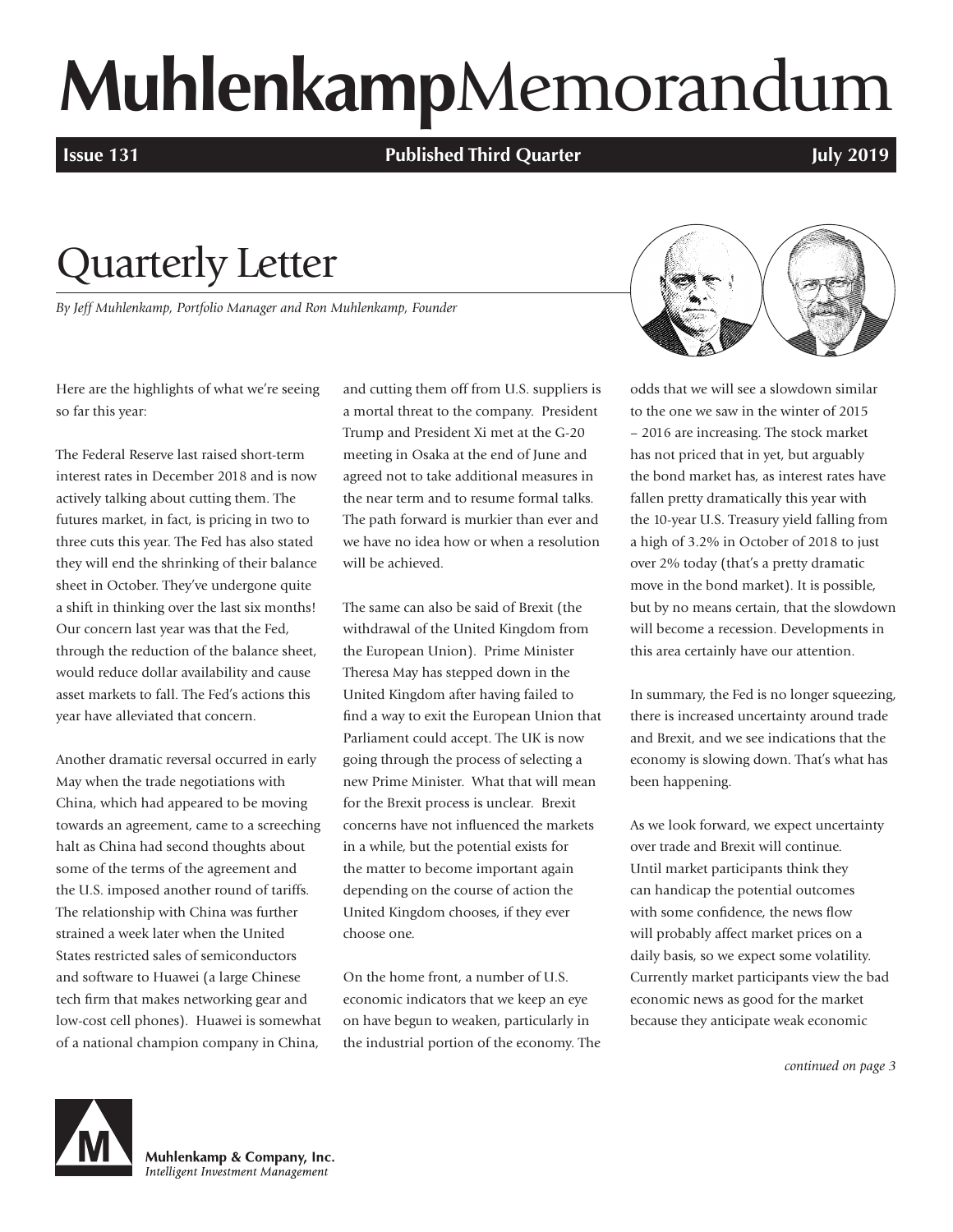# MuhlenkampMemorandum

**Issue 131** **Published Third Quarter** **July 2019**

## Quarterly Letter

*By Jeff Muhlenkamp, Portfolio Manager and Ron Muhlenkamp, Founder*

Here are the highlights of what we're seeing so far this year:

The Federal Reserve last raised short-term interest rates in December 2018 and is now actively talking about cutting them. The futures market, in fact, is pricing in two to three cuts this year. The Fed has also stated they will end the shrinking of their balance sheet in October. They've undergone quite a shift in thinking over the last six months! Our concern last year was that the Fed, through the reduction of the balance sheet, would reduce dollar availability and cause asset markets to fall. The Fed's actions this year have alleviated that concern.

Another dramatic reversal occurred in early May when the trade negotiations with China, which had appeared to be moving towards an agreement, came to a screeching halt as China had second thoughts about some of the terms of the agreement and the U.S. imposed another round of tariffs. The relationship with China was further strained a week later when the United States restricted sales of semiconductors and software to Huawei (a large Chinese tech firm that makes networking gear and low-cost cell phones). Huawei is somewhat of a national champion company in China, and cutting them off from U.S. suppliers is a mortal threat to the company. President Trump and President Xi met at the G-20 meeting in Osaka at the end of June and agreed not to take additional measures in the near term and to resume formal talks. The path forward is murkier than ever and we have no idea how or when a resolution will be achieved.

The same can also be said of Brexit (the withdrawal of the United Kingdom from the European Union). Prime Minister Theresa May has stepped down in the United Kingdom after having failed to find a way to exit the European Union that Parliament could accept. The UK is now going through the process of selecting a new Prime Minister. What that will mean for the Brexit process is unclear. Brexit concerns have not influenced the markets in a while, but the potential exists for the matter to become important again depending on the course of action the United Kingdom chooses, if they ever choose one.

On the home front, a number of U.S. economic indicators that we keep an eye on have begun to weaken, particularly in the industrial portion of the economy. The odds that we will see a slowdown similar to the one we saw in the winter of 2015 – 2016 are increasing. The stock market has not priced that in yet, but arguably the bond market has, as interest rates have fallen pretty dramatically this year with the 10-year U.S. Treasury yield falling from a high of 3.2% in October of 2018 to just over 2% today (that's a pretty dramatic move in the bond market). It is possible, but by no means certain, that the slowdown will become a recession. Developments in this area certainly have our attention.

In summary, the Fed is no longer squeezing, there is increased uncertainty around trade and Brexit, and we see indications that the economy is slowing down. That's what has been happening.

As we look forward, we expect uncertainty over trade and Brexit will continue. Until market participants think they can handicap the potential outcomes with some confidence, the news flow will probably affect market prices on a daily basis, so we expect some volatility. Currently market participants view the bad economic news as good for the market because they anticipate weak economic

*continued on page 3*

Muhlenkamp & Company, Inc.
*Intelligent Investment Management*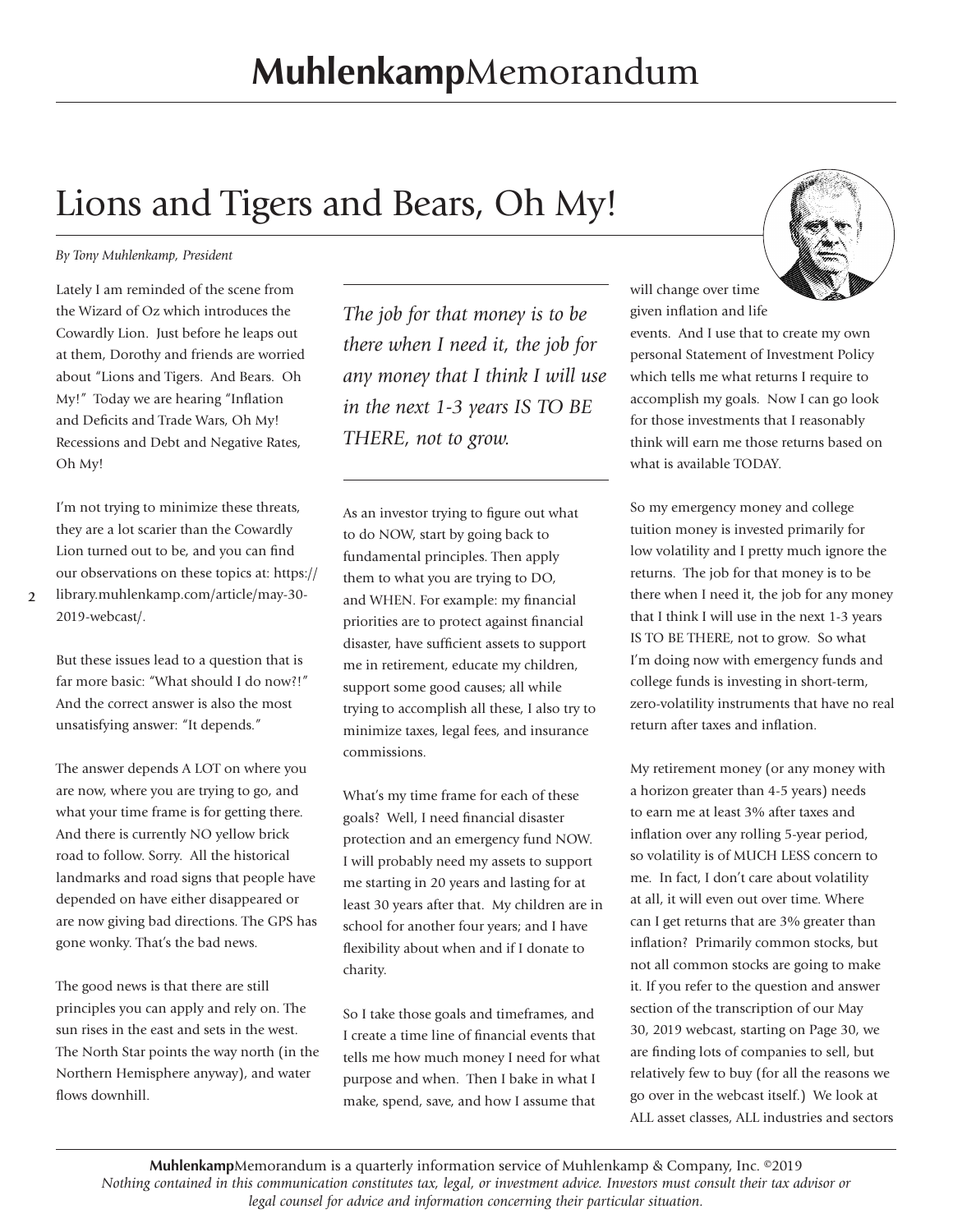# Lions and Tigers and Bears, Oh My!

*By Tony Muhlenkamp, President*

Lately I am reminded of the scene from the Wizard of Oz which introduces the Cowardly Lion. Just before he leaps out at them, Dorothy and friends are worried about "Lions and Tigers. And Bears. Oh My!" Today we are hearing "Inflation and Deficits and Trade Wars, Oh My! Recessions and Debt and Negative Rates, Oh My!

I'm not trying to minimize these threats, they are a lot scarier than the Cowardly Lion turned out to be, and you can find our observations on these topics at: https://library.muhlenkamp.com/article/may-30-2019-webcast/.

But these issues lead to a question that is far more basic: "What should I do now?!" And the correct answer is also the most unsatisfying answer: "It depends."

The answer depends A LOT on where you are now, where you are trying to go, and what your time frame is for getting there. And there is currently NO yellow brick road to follow. Sorry. All the historical landmarks and road signs that people have depended on have either disappeared or are now giving bad directions. The GPS has gone wonky. That's the bad news.

The good news is that there are still principles you can apply and rely on. The sun rises in the east and sets in the west. The North Star points the way north (in the Northern Hemisphere anyway), and water flows downhill.

> *The job for that money is to be there when I need it, the job for any money that I think I will use in the next 1-3 years IS TO BE THERE, not to grow.*

As an investor trying to figure out what to do NOW, start by going back to fundamental principles. Then apply them to what you are trying to DO, and WHEN. For example: my financial priorities are to protect against financial disaster, have sufficient assets to support me in retirement, educate my children, support some good causes; all while trying to accomplish all these, I also try to minimize taxes, legal fees, and insurance commissions.

What's my time frame for each of these goals? Well, I need financial disaster protection and an emergency fund NOW. I will probably need my assets to support me starting in 20 years and lasting for at least 30 years after that. My children are in school for another four years; and I have flexibility about when and if I donate to charity.

So I take those goals and timeframes, and I create a time line of financial events that tells me how much money I need for what purpose and when. Then I bake in what I make, spend, save, and how I assume that will change over time given inflation and life events. And I use that to create my own personal Statement of Investment Policy which tells me what returns I require to accomplish my goals. Now I can go look for those investments that I reasonably think will earn me those returns based on what is available TODAY.

So my emergency money and college tuition money is invested primarily for low volatility and I pretty much ignore the returns. The job for that money is to be there when I need it, the job for any money that I think I will use in the next 1-3 years IS TO BE THERE, not to grow. So what I'm doing now with emergency funds and college funds is investing in short-term, zero-volatility instruments that have no real return after taxes and inflation.

My retirement money (or any money with a horizon greater than 4-5 years) needs to earn me at least 3% after taxes and inflation over any rolling 5-year period, so volatility is of MUCH LESS concern to me. In fact, I don't care about volatility at all, it will even out over time. Where can I get returns that are 3% greater than inflation? Primarily common stocks, but not all common stocks are going to make it. If you refer to the question and answer section of the transcription of our May 30, 2019 webcast, starting on Page 30, we are finding lots of companies to sell, but relatively few to buy (for all the reasons we go over in the webcast itself.) We look at ALL asset classes, ALL industries and sectors

**Muhlenkamp**Memorandum is a quarterly information service of Muhlenkamp & Company, Inc. ©2019
*Nothing contained in this communication constitutes tax, legal, or investment advice. Investors must consult their tax advisor or legal counsel for advice and information concerning their particular situation.*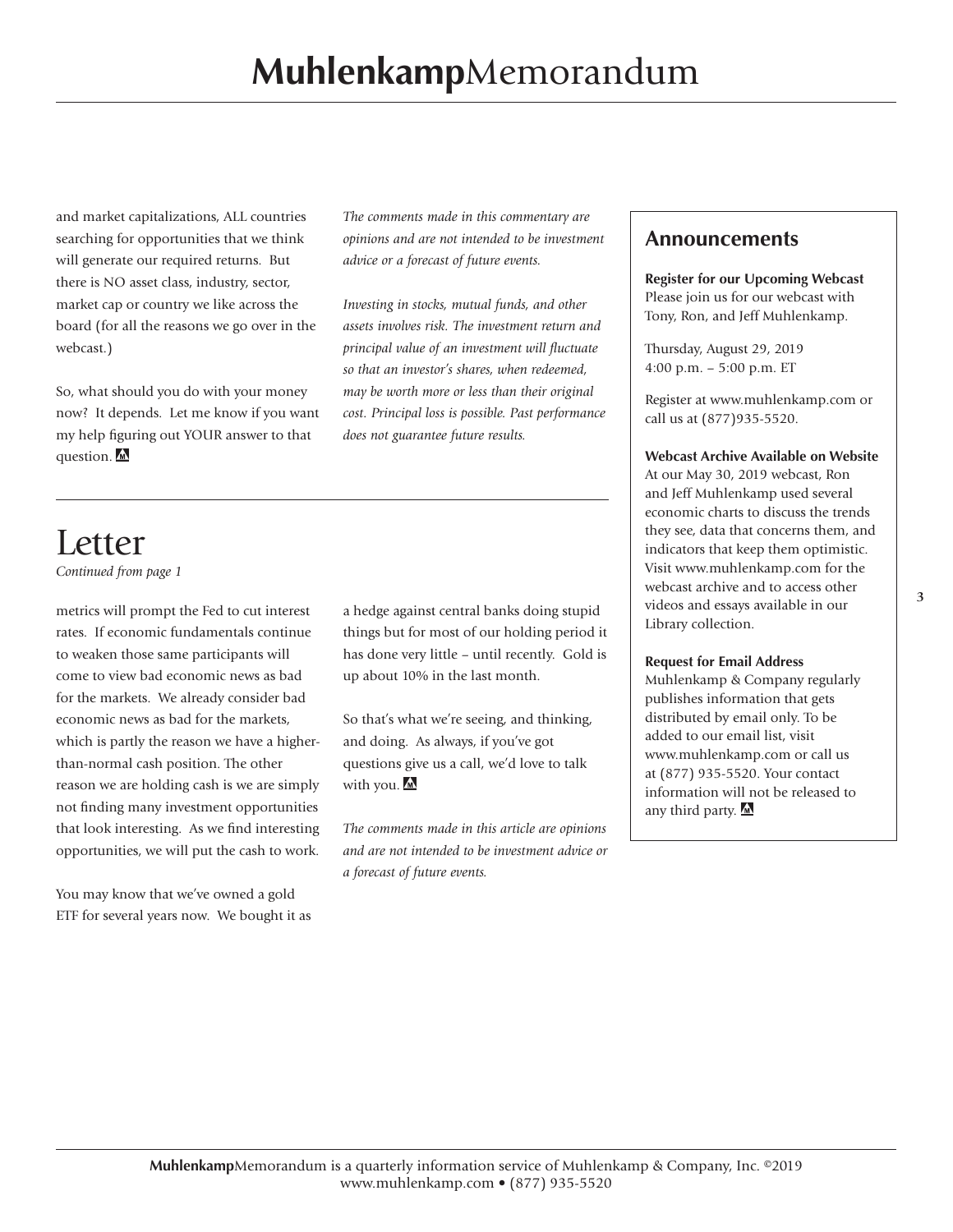and market capitalizations, ALL countries searching for opportunities that we think will generate our required returns. But there is NO asset class, industry, sector, market cap or country we like across the board (for all the reasons we go over in the webcast.)

So, what should you do with your money now? It depends. Let me know if you want my help figuring out YOUR answer to that question.

*The comments made in this commentary are opinions and are not intended to be investment advice or a forecast of future events.*

*Investing in stocks, mutual funds, and other assets involves risk. The investment return and principal value of an investment will fluctuate so that an investor's shares, when redeemed, may be worth more or less than their original cost. Principal loss is possible. Past performance does not guarantee future results.*

# Letter

*Continued from page 1*

metrics will prompt the Fed to cut interest rates. If economic fundamentals continue to weaken those same participants will come to view bad economic news as bad for the markets. We already consider bad economic news as bad for the markets, which is partly the reason we have a higher-than-normal cash position. The other reason we are holding cash is we are simply not finding many investment opportunities that look interesting. As we find interesting opportunities, we will put the cash to work.

You may know that we've owned a gold ETF for several years now. We bought it as a hedge against central banks doing stupid things but for most of our holding period it has done very little – until recently. Gold is up about 10% in the last month.

So that's what we're seeing, and thinking, and doing. As always, if you've got questions give us a call, we'd love to talk with you.

*The comments made in this article are opinions and are not intended to be investment advice or a forecast of future events.*

## Announcements

**Register for our Upcoming Webcast**
Please join us for our webcast with Tony, Ron, and Jeff Muhlenkamp.

Thursday, August 29, 2019
4:00 p.m. – 5:00 p.m. ET

Register at www.muhlenkamp.com or call us at (877)935-5520.

**Webcast Archive Available on Website**
At our May 30, 2019 webcast, Ron and Jeff Muhlenkamp used several economic charts to discuss the trends they see, data that concerns them, and indicators that keep them optimistic. Visit www.muhlenkamp.com for the webcast archive and to access other videos and essays available in our Library collection.

**Request for Email Address**
Muhlenkamp & Company regularly publishes information that gets distributed by email only. To be added to our email list, visit www.muhlenkamp.com or call us at (877) 935-5520. Your contact information will not be released to any third party.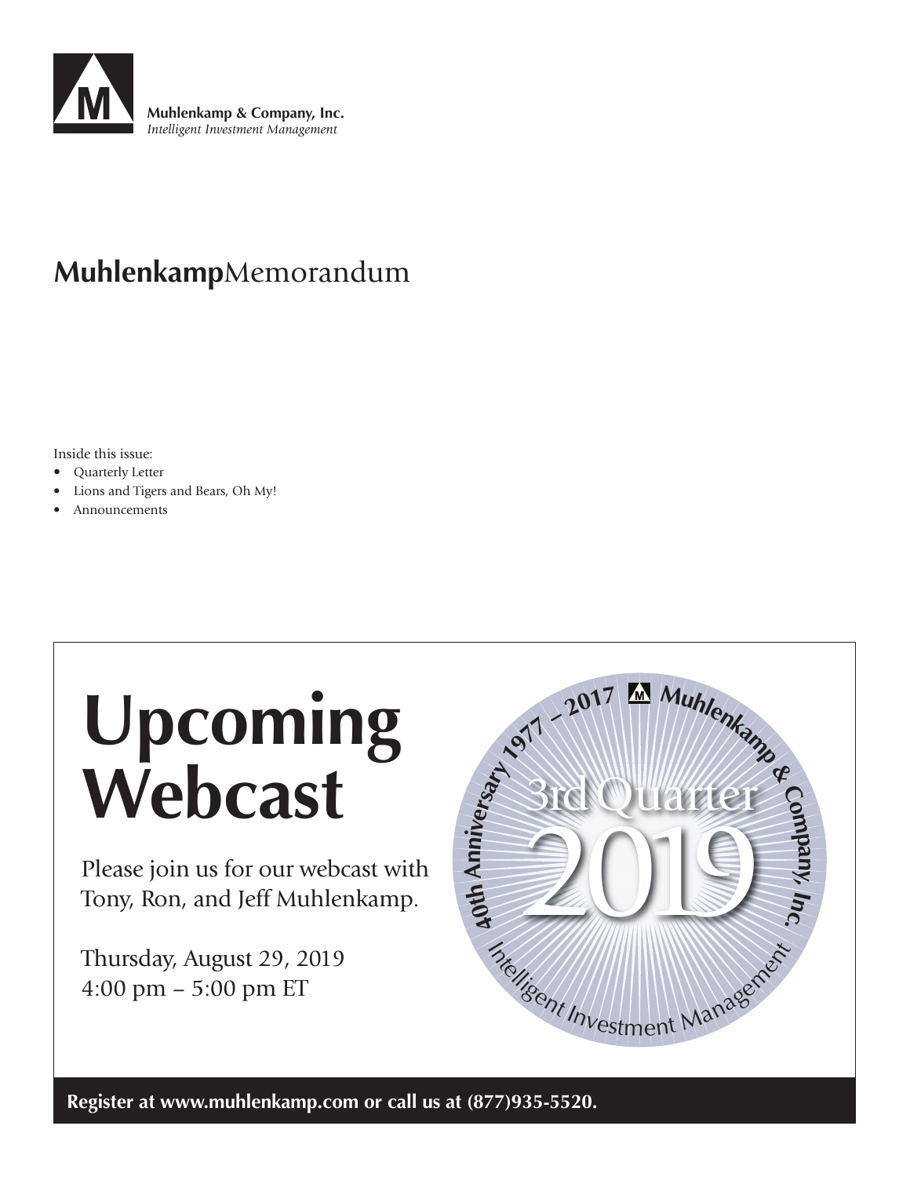Muhlenkamp & Company, Inc.
*Intelligent Investment Management*

# **Muhlenkamp**Memorandum

Inside this issue:

- Quarterly Letter
- Lions and Tigers and Bears, Oh My!
- Announcements

# Upcoming Webcast

Please join us for our webcast with Tony, Ron, and Jeff Muhlenkamp.

Thursday, August 29, 2019
4:00 pm – 5:00 pm ET

40th Anniversary 1977 – 2017 Muhlenkamp & Company, Inc.
3rd Quarter 2019
Intelligent Investment Management

**Register at www.muhlenkamp.com or call us at (877)935-5520.**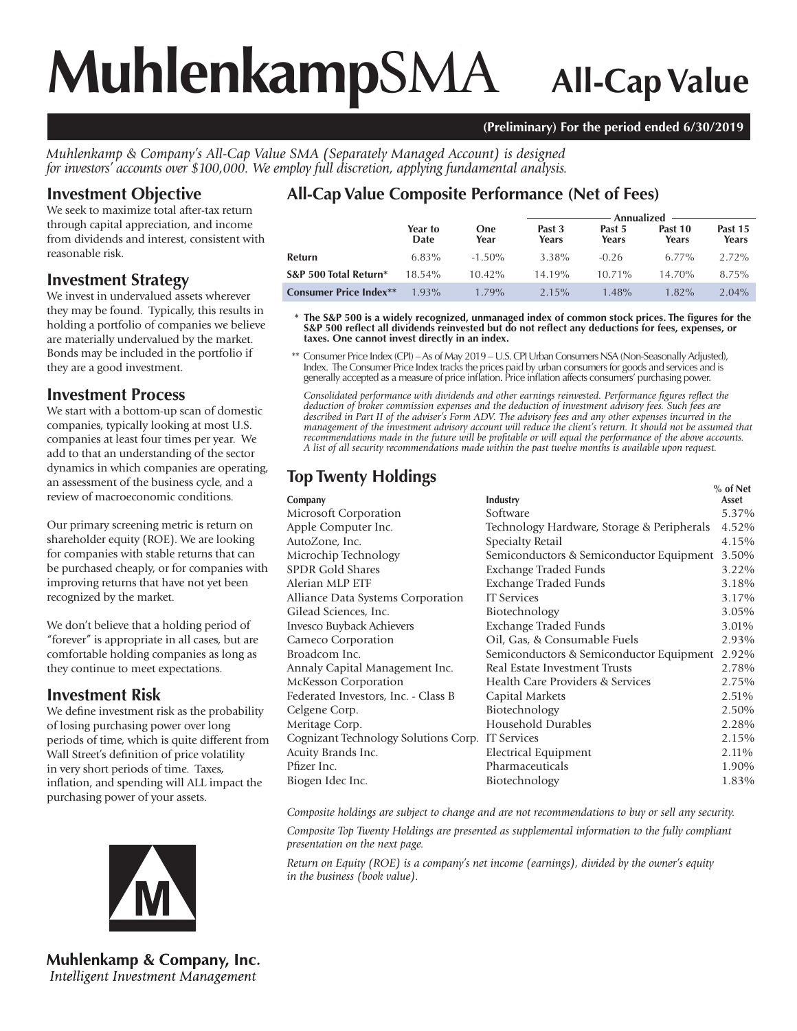# MuhlenkampSMA All-Cap Value

**(Preliminary) For the period ended 6/30/2019**

*Muhlenkamp & Company's All-Cap Value SMA (Separately Managed Account) is designed for investors' accounts over $100,000. We employ full discretion, applying fundamental analysis.*

## Investment Objective

We seek to maximize total after-tax return through capital appreciation, and income from dividends and interest, consistent with reasonable risk.

## Investment Strategy

We invest in undervalued assets wherever they may be found. Typically, this results in holding a portfolio of companies we believe are materially undervalued by the market. Bonds may be included in the portfolio if they are a good investment.

## Investment Process

We start with a bottom-up scan of domestic companies, typically looking at most U.S. companies at least four times per year. We add to that an understanding of the sector dynamics in which companies are operating, an assessment of the business cycle, and a review of macroeconomic conditions.

Our primary screening metric is return on shareholder equity (ROE). We are looking for companies with stable returns that can be purchased cheaply, or for companies with improving returns that have not yet been recognized by the market.

We don't believe that a holding period of "forever" is appropriate in all cases, but are comfortable holding companies as long as they continue to meet expectations.

## Investment Risk

We define investment risk as the probability of losing purchasing power over long periods of time, which is quite different from Wall Street's definition of price volatility in very short periods of time. Taxes, inflation, and spending will ALL impact the purchasing power of your assets.

## All-Cap Value Composite Performance (Net of Fees)

| | | | Annualized | | | |
|---|---|---|---|---|---|---|
| | Year to Date | One Year | Past 3 Years | Past 5 Years | Past 10 Years | Past 15 Years |
| **Return** | 6.83% | -1.50% | 3.38% | -0.26 | 6.77% | 2.72% |
| **S&P 500 Total Return*** | 18.54% | 10.42% | 14.19% | 10.71% | 14.70% | 8.75% |
| **Consumer Price Index**** | 1.93% | 1.79% | 2.15% | 1.48% | 1.82% | 2.04% |

\* **The S&P 500 is a widely recognized, unmanaged index of common stock prices. The figures for the S&P 500 reflect all dividends reinvested but do not reflect any deductions for fees, expenses, or taxes. One cannot invest directly in an index.**

\*\* Consumer Price Index (CPI) – As of May 2019 – U.S. CPI Urban Consumers NSA (Non-Seasonally Adjusted), Index. The Consumer Price Index tracks the prices paid by urban consumers for goods and services and is generally accepted as a measure of price inflation. Price inflation affects consumers' purchasing power.

*Consolidated performance with dividends and other earnings reinvested. Performance figures reflect the deduction of broker commission expenses and the deduction of investment advisory fees. Such fees are described in Part II of the adviser's Form ADV. The advisory fees and any other expenses incurred in the management of the investment advisory account will reduce the client's return. It should not be assumed that recommendations made in the future will be profitable or will equal the performance of the above accounts. A list of all security recommendations made within the past twelve months is available upon request.*

## Top Twenty Holdings

| Company | Industry | % of Net Asset |
|---|---|---|
| Microsoft Corporation | Software | 5.37% |
| Apple Computer Inc. | Technology Hardware, Storage & Peripherals | 4.52% |
| AutoZone, Inc. | Specialty Retail | 4.15% |
| Microchip Technology | Semiconductors & Semiconductor Equipment | 3.50% |
| SPDR Gold Shares | Exchange Traded Funds | 3.22% |
| Alerian MLP ETF | Exchange Traded Funds | 3.18% |
| Alliance Data Systems Corporation | IT Services | 3.17% |
| Gilead Sciences, Inc. | Biotechnology | 3.05% |
| Invesco Buyback Achievers | Exchange Traded Funds | 3.01% |
| Cameco Corporation | Oil, Gas, & Consumable Fuels | 2.93% |
| Broadcom Inc. | Semiconductors & Semiconductor Equipment | 2.92% |
| Annaly Capital Management Inc. | Real Estate Investment Trusts | 2.78% |
| McKesson Corporation | Health Care Providers & Services | 2.75% |
| Federated Investors, Inc. - Class B | Capital Markets | 2.51% |
| Celgene Corp. | Biotechnology | 2.50% |
| Meritage Corp. | Household Durables | 2.28% |
| Cognizant Technology Solutions Corp. | IT Services | 2.15% |
| Acuity Brands Inc. | Electrical Equipment | 2.11% |
| Pfizer Inc. | Pharmaceuticals | 1.90% |
| Biogen Idec Inc. | Biotechnology | 1.83% |

*Composite holdings are subject to change and are not recommendations to buy or sell any security.*

*Composite Top Twenty Holdings are presented as supplemental information to the fully compliant presentation on the next page.*

*Return on Equity (ROE) is a company's net income (earnings), divided by the owner's equity in the business (book value).*

**Muhlenkamp & Company, Inc.**
*Intelligent Investment Management*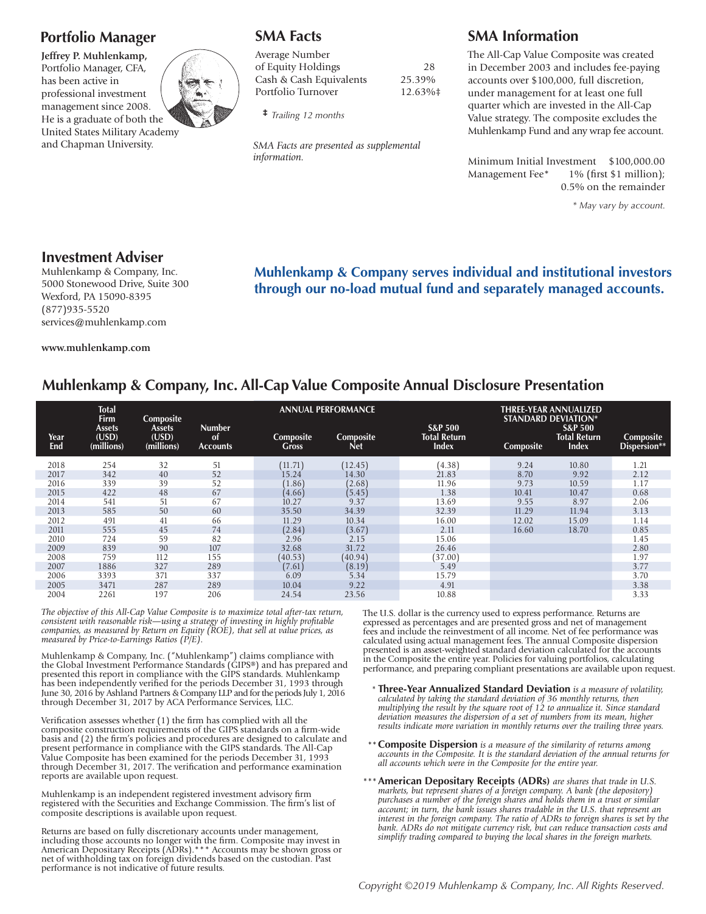## Portfolio Manager

**Jeffrey P. Muhlenkamp,** Portfolio Manager, CFA, has been active in professional investment management since 2008. He is a graduate of both the United States Military Academy and Chapman University.

## SMA Facts

| | |
|---|---|
| Average Number of Equity Holdings | 28 |
| Cash & Cash Equivalents | 25.39% |
| Portfolio Turnover | 12.63%‡ |

‡ *Trailing 12 months*

*SMA Facts are presented as supplemental information.*

## SMA Information

The All-Cap Value Composite was created in December 2003 and includes fee-paying accounts over $100,000, full discretion, under management for at least one full quarter which are invested in the All-Cap Value strategy. The composite excludes the Muhlenkamp Fund and any wrap fee account.

| | |
|---|---|
| Minimum Initial Investment | $100,000.00 |
| Management Fee* | 1% (first $1 million); 0.5% on the remainder |

*\* May vary by account.*

## Investment Adviser

Muhlenkamp & Company, Inc.
5000 Stonewood Drive, Suite 300
Wexford, PA 15090-8395
(877)935-5520
services@muhlenkamp.com

**www.muhlenkamp.com**

**Muhlenkamp & Company serves individual and institutional investors through our no-load mutual fund and separately managed accounts.**

## Muhlenkamp & Company, Inc. All-Cap Value Composite Annual Disclosure Presentation

| | | | | ANNUAL PERFORMANCE | | | THREE-YEAR ANNUALIZED STANDARD DEVIATION* | | |
|---|---|---|---|---|---|---|---|---|---|
| Year End | Total Firm Assets (USD) (millions) | Composite Assets (USD) (millions) | Number of Accounts | Composite Gross | Composite Net | S&P 500 Total Return Index | Composite | S&P 500 Total Return Index | Composite Dispersion** |
| 2018 | 254 | 32 | 51 | (11.71) | (12.45) | (4.38) | 9.24 | 10.80 | 1.21 |
| 2017 | 342 | 40 | 52 | 15.24 | 14.30 | 21.83 | 8.70 | 9.92 | 2.12 |
| 2016 | 339 | 39 | 52 | (1.86) | (2.68) | 11.96 | 9.73 | 10.59 | 1.17 |
| 2015 | 422 | 48 | 67 | (4.66) | (5.45) | 1.38 | 10.41 | 10.47 | 0.68 |
| 2014 | 541 | 51 | 67 | 10.27 | 9.37 | 13.69 | 9.55 | 8.97 | 2.06 |
| 2013 | 585 | 50 | 60 | 35.50 | 34.39 | 32.39 | 11.29 | 11.94 | 3.13 |
| 2012 | 491 | 41 | 66 | 11.29 | 10.34 | 16.00 | 12.02 | 15.09 | 1.14 |
| 2011 | 555 | 45 | 74 | (2.84) | (3.67) | 2.11 | 16.60 | 18.70 | 0.85 |
| 2010 | 724 | 59 | 82 | 2.96 | 2.15 | 15.06 | | | 1.45 |
| 2009 | 839 | 90 | 107 | 32.68 | 31.72 | 26.46 | | | 2.80 |
| 2008 | 759 | 112 | 155 | (40.53) | (40.94) | (37.00) | | | 1.97 |
| 2007 | 1886 | 327 | 289 | (7.61) | (8.19) | 5.49 | | | 3.77 |
| 2006 | 3393 | 371 | 337 | 6.09 | 5.34 | 15.79 | | | 3.70 |
| 2005 | 3471 | 287 | 289 | 10.04 | 9.22 | 4.91 | | | 3.38 |
| 2004 | 2261 | 197 | 206 | 24.54 | 23.56 | 10.88 | | | 3.33 |

*The objective of this All-Cap Value Composite is to maximize total after-tax return, consistent with reasonable risk—using a strategy of investing in highly profitable companies, as measured by Return on Equity (ROE), that sell at value prices, as measured by Price-to-Earnings Ratios (P/E).*

Muhlenkamp & Company, Inc. ("Muhlenkamp") claims compliance with the Global Investment Performance Standards (GIPS®) and has prepared and presented this report in compliance with the GIPS standards. Muhlenkamp has been independently verified for the periods December 31, 1993 through June 30, 2016 by Ashland Partners & Company LLP and for the periods July 1, 2016 through December 31, 2017 by ACA Performance Services, LLC.

Verification assesses whether (1) the firm has complied with all the composite construction requirements of the GIPS standards on a firm-wide basis and (2) the firm's policies and procedures are designed to calculate and present performance in compliance with the GIPS standards. The All-Cap Value Composite has been examined for the periods December 31, 1993 through December 31, 2017. The verification and performance examination reports are available upon request.

Muhlenkamp is an independent registered investment advisory firm registered with the Securities and Exchange Commission. The firm's list of composite descriptions is available upon request.

Returns are based on fully discretionary accounts under management, including those accounts no longer with the firm. Composite may invest in American Depositary Receipts (ADRs).*** Accounts may be shown gross or net of withholding tax on foreign dividends based on the custodian. Past performance is not indicative of future results.

The U.S. dollar is the currency used to express performance. Returns are expressed as percentages and are presented gross and net of management fees and include the reinvestment of all income. Net of fee performance was calculated using actual management fees. The annual Composite dispersion presented is an asset-weighted standard deviation calculated for the accounts in the Composite the entire year. Policies for valuing portfolios, calculating performance, and preparing compliant presentations are available upon request.

\* **Three-Year Annualized Standard Deviation** *is a measure of volatility, calculated by taking the standard deviation of 36 monthly returns, then multiplying the result by the square root of 12 to annualize it. Since standard deviation measures the dispersion of a set of numbers from its mean, higher results indicate more variation in monthly returns over the trailing three years.*

** **Composite Dispersion** *is a measure of the similarity of returns among accounts in the Composite. It is the standard deviation of the annual returns for all accounts which were in the Composite for the entire year.*

*** **American Depositary Receipts (ADRs)** *are shares that trade in U.S. markets, but represent shares of a foreign company. A bank (the depository) purchases a number of the foreign shares and holds them in a trust or similar account; in turn, the bank issues shares tradable in the U.S. that represent an interest in the foreign company. The ratio of ADRs to foreign shares is set by the bank. ADRs do not mitigate currency risk, but can reduce transaction costs and simplify trading compared to buying the local shares in the foreign markets.*

*Copyright ©2019 Muhlenkamp & Company, Inc. All Rights Reserved.*